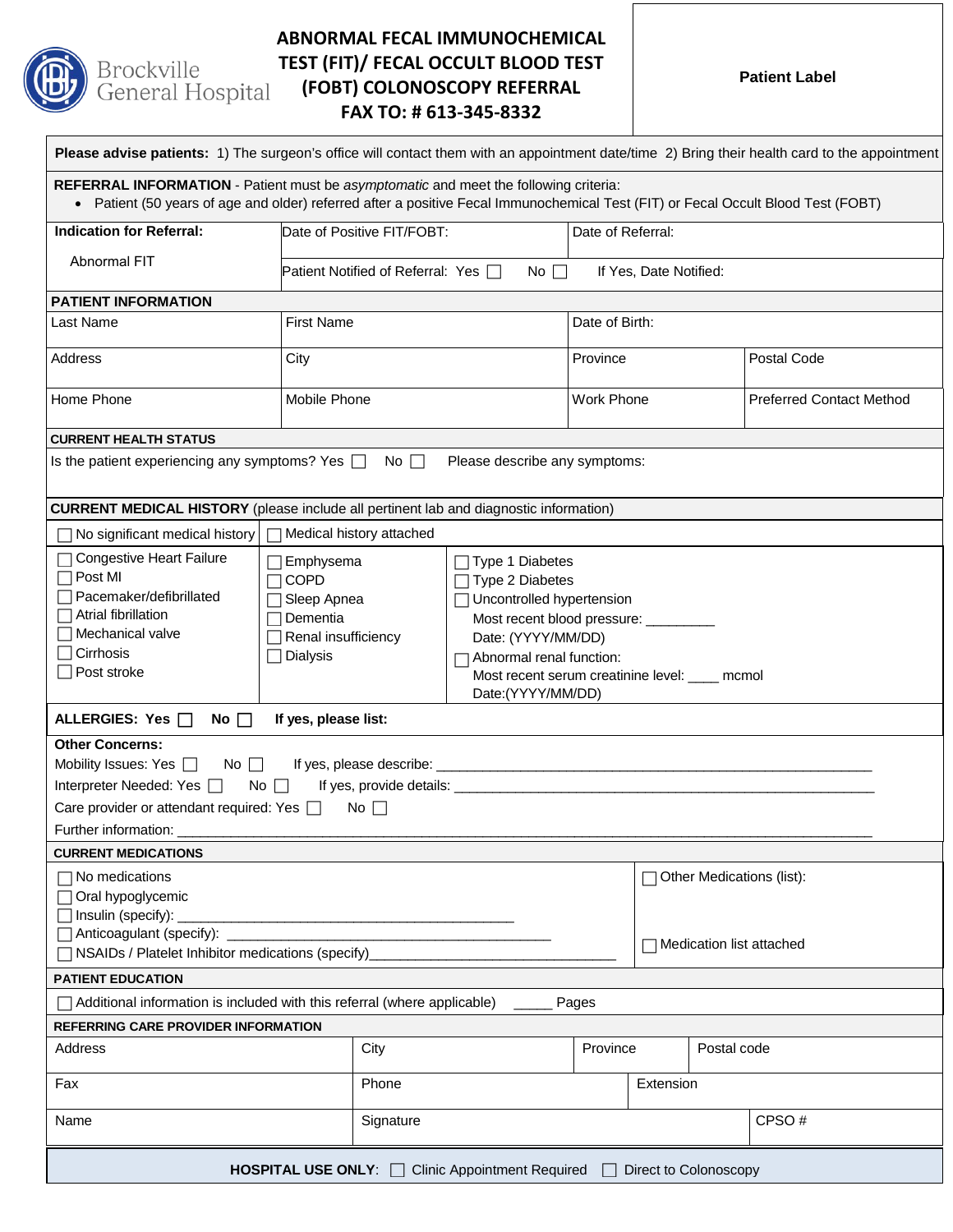Brockville General Hospital

# ABNORMAL FECAL IMMUNOCHEMICAL TEST (FIT)/ FECAL OCCULT BLOOD TEST (FOBT) COLONOSCOPY REFERRAL

## FAX TO: # 613-345-8332

**Patient Label**

**Please advise patients:** 1) The surgeon's office will contact them with an appointment date/time 2) Bring their health card to the appointment

**REFERRAL INFORMATION** - Patient must be *asymptomatic* and meet the following criteria:

- Patient (50 years of age and older) referred after a positive Fecal Immunochemical Test (FIT) or Fecal Occult Blood Test (FOBT)

| **Indication for Referral:** Abnormal FIT | Date of Positive FIT/FOBT: | Date of Referral: |
|---|---|---|
| | Patient Notified of Referral: Yes ☐ No ☐ | If Yes, Date Notified: |

**PATIENT INFORMATION**

| Last Name | First Name | Date of Birth: | |
|---|---|---|---|
| Address | City | Province | Postal Code |
| Home Phone | Mobile Phone | Work Phone | Preferred Contact Method |

**CURRENT HEALTH STATUS**

Is the patient experiencing any symptoms? Yes ☐ No ☐ Please describe any symptoms:

**CURRENT MEDICAL HISTORY** (please include all pertinent lab and diagnostic information)

| ☐ No significant medical history | ☐ Medical history attached | |
|---|---|---|
| ☐ Congestive Heart Failure<br>☐ Post MI<br>☐ Pacemaker/defibrillated<br>☐ Atrial fibrillation<br>☐ Mechanical valve<br>☐ Cirrhosis<br>☐ Post stroke | ☐ Emphysema<br>☐ COPD<br>☐ Sleep Apnea<br>☐ Dementia<br>☐ Renal insufficiency<br>☐ Dialysis | ☐ Type 1 Diabetes<br>☐ Type 2 Diabetes<br>☐ Uncontrolled hypertension<br>Most recent blood pressure: _________<br>Date: (YYYY/MM/DD)<br>☐ Abnormal renal function:<br>Most recent serum creatinine level: ____ mcmol<br>Date:(YYYY/MM/DD) |

**ALLERGIES: Yes ☐ No ☐ If yes, please list:**

**Other Concerns:**

Mobility Issues: Yes ☐ No ☐ If yes, please describe: ____________________________________________________________

Interpreter Needed: Yes ☐ No ☐ If yes, provide details: ____________________________________________________________

Care provider or attendant required: Yes ☐ No ☐

Further information: ____________________________________________________________________________________________

**CURRENT MEDICATIONS**

| | |
|---|---|
| ☐ No medications<br>☐ Oral hypoglycemic<br>☐ Insulin (specify): _____________________________________________<br>☐ Anticoagulant (specify): ____________________________________________<br>☐ NSAIDs / Platelet Inhibitor medications (specify)________________________________ | ☐ Other Medications (list):<br><br>☐ Medication list attached |

**PATIENT EDUCATION**

☐ Additional information is included with this referral (where applicable) _____ Pages

**REFERRING CARE PROVIDER INFORMATION**

| Address | City | Province | Postal code |
|---|---|---|---|
| Fax | Phone | Extension | |
| Name | Signature | | CPSO # |

**HOSPITAL USE ONLY**: ☐ Clinic Appointment Required ☐ Direct to Colonoscopy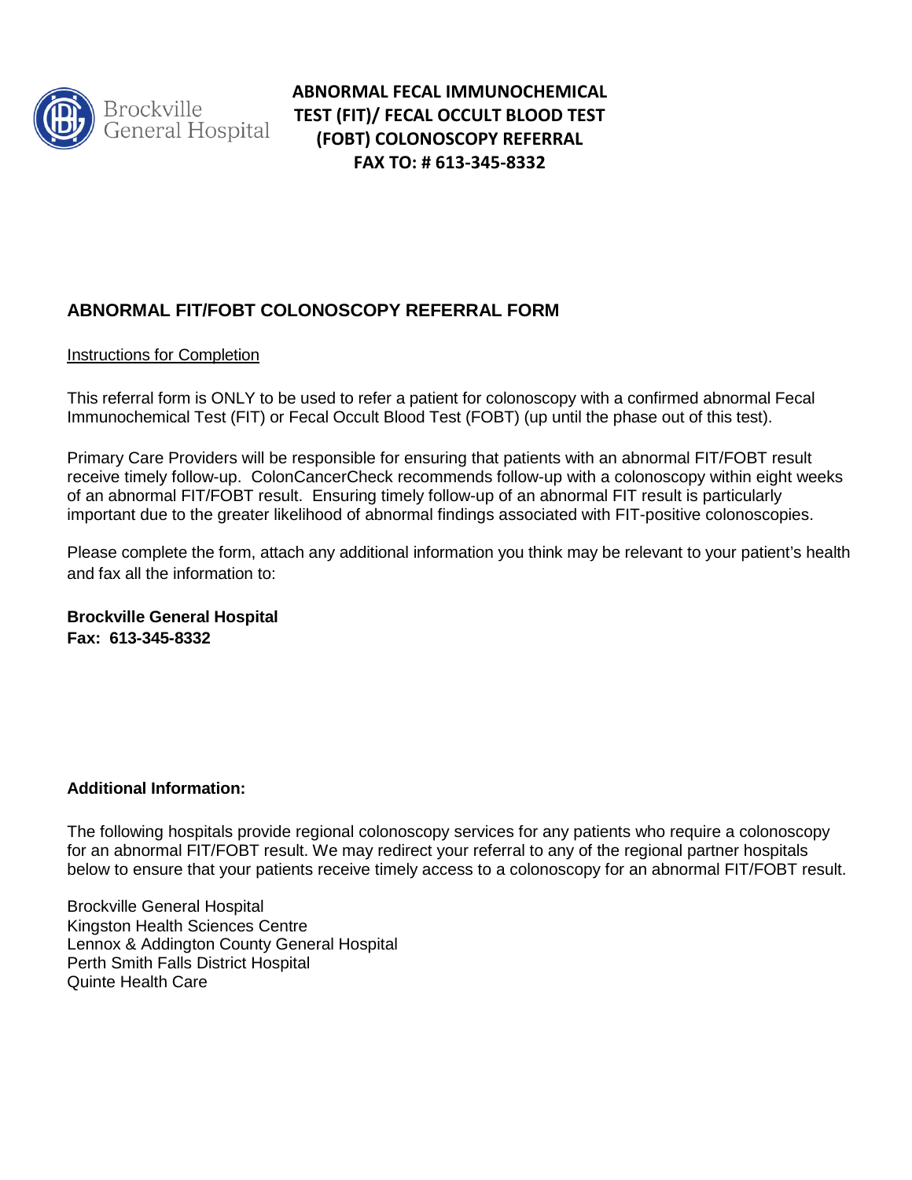Brockville General Hospital

**ABNORMAL FECAL IMMUNOCHEMICAL TEST (FIT)/ FECAL OCCULT BLOOD TEST (FOBT) COLONOSCOPY REFERRAL**
**FAX TO: # 613-345-8332**

## ABNORMAL FIT/FOBT COLONOSCOPY REFERRAL FORM

Instructions for Completion

This referral form is ONLY to be used to refer a patient for colonoscopy with a confirmed abnormal Fecal Immunochemical Test (FIT) or Fecal Occult Blood Test (FOBT) (up until the phase out of this test).

Primary Care Providers will be responsible for ensuring that patients with an abnormal FIT/FOBT result receive timely follow-up. ColonCancerCheck recommends follow-up with a colonoscopy within eight weeks of an abnormal FIT/FOBT result. Ensuring timely follow-up of an abnormal FIT result is particularly important due to the greater likelihood of abnormal findings associated with FIT-positive colonoscopies.

Please complete the form, attach any additional information you think may be relevant to your patient's health and fax all the information to:

**Brockville General Hospital**
**Fax: 613-345-8332**

**Additional Information:**

The following hospitals provide regional colonoscopy services for any patients who require a colonoscopy for an abnormal FIT/FOBT result. We may redirect your referral to any of the regional partner hospitals below to ensure that your patients receive timely access to a colonoscopy for an abnormal FIT/FOBT result.

Brockville General Hospital
Kingston Health Sciences Centre
Lennox & Addington County General Hospital
Perth Smith Falls District Hospital
Quinte Health Care